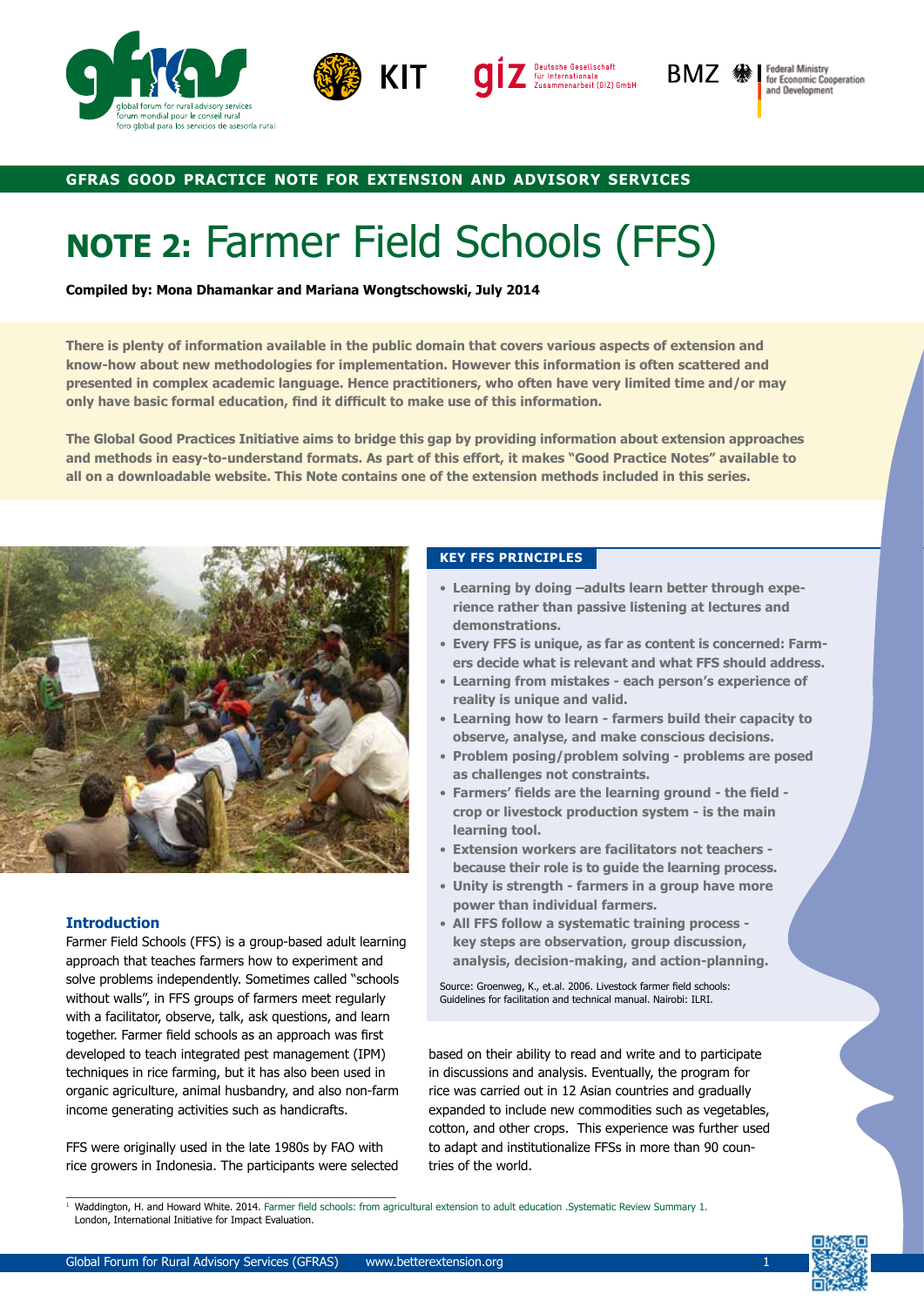GFRAS GOOD PRACTICE NOTE FOR EXTENSION AND ADVISORY SERVICES

# NOTE 2: Farmer Field Schools (FFS)

**Compiled by: Mona Dhamankar and Mariana Wongtschowski, July 2014**

**There is plenty of information available in the public domain that covers various aspects of extension and know-how about new methodologies for implementation. However this information is often scattered and presented in complex academic language. Hence practitioners, who often have very limited time and/or may only have basic formal education, find it difficult to make use of this information.**

**The Global Good Practices Initiative aims to bridge this gap by providing information about extension approaches and methods in easy-to-understand formats. As part of this effort, it makes "Good Practice Notes" available to all on a downloadable website. This Note contains one of the extension methods included in this series.**

## Introduction

Farmer Field Schools (FFS) is a group-based adult learning approach that teaches farmers how to experiment and solve problems independently. Sometimes called "schools without walls", in FFS groups of farmers meet regularly with a facilitator, observe, talk, ask questions, and learn together. Farmer field schools as an approach was first developed to teach integrated pest management (IPM) techniques in rice farming, but it has also been used in organic agriculture, animal husbandry, and also non-farm income generating activities such as handicrafts.

FFS were originally used in the late 1980s by FAO with rice growers in Indonesia. The participants were selected based on their ability to read and write and to participate in discussions and analysis. Eventually, the program for rice was carried out in 12 Asian countries and gradually expanded to include new commodities such as vegetables, cotton, and other crops. This experience was further used to adapt and institutionalize FFSs in more than 90 countries of the world.

### KEY FFS PRINCIPLES

- **Learning by doing –adults learn better through experience rather than passive listening at lectures and demonstrations.**
- **Every FFS is unique, as far as content is concerned: Farmers decide what is relevant and what FFS should address.**
- **Learning from mistakes - each person's experience of reality is unique and valid.**
- **Learning how to learn - farmers build their capacity to observe, analyse, and make conscious decisions.**
- **Problem posing/problem solving - problems are posed as challenges not constraints.**
- **Farmers' fields are the learning ground - the field - crop or livestock production system - is the main learning tool.**
- **Extension workers are facilitators not teachers - because their role is to guide the learning process.**
- **Unity is strength - farmers in a group have more power than individual farmers.**
- **All FFS follow a systematic training process - key steps are observation, group discussion, analysis, decision-making, and action-planning.**

Source: Groenweg, K., et.al. 2006. Livestock farmer field schools: Guidelines for facilitation and technical manual. Nairobi: ILRI.

[1] Waddington, H. and Howard White. 2014. Farmer field schools: from agricultural extension to adult education .Systematic Review Summary 1. London, International Initiative for Impact Evaluation.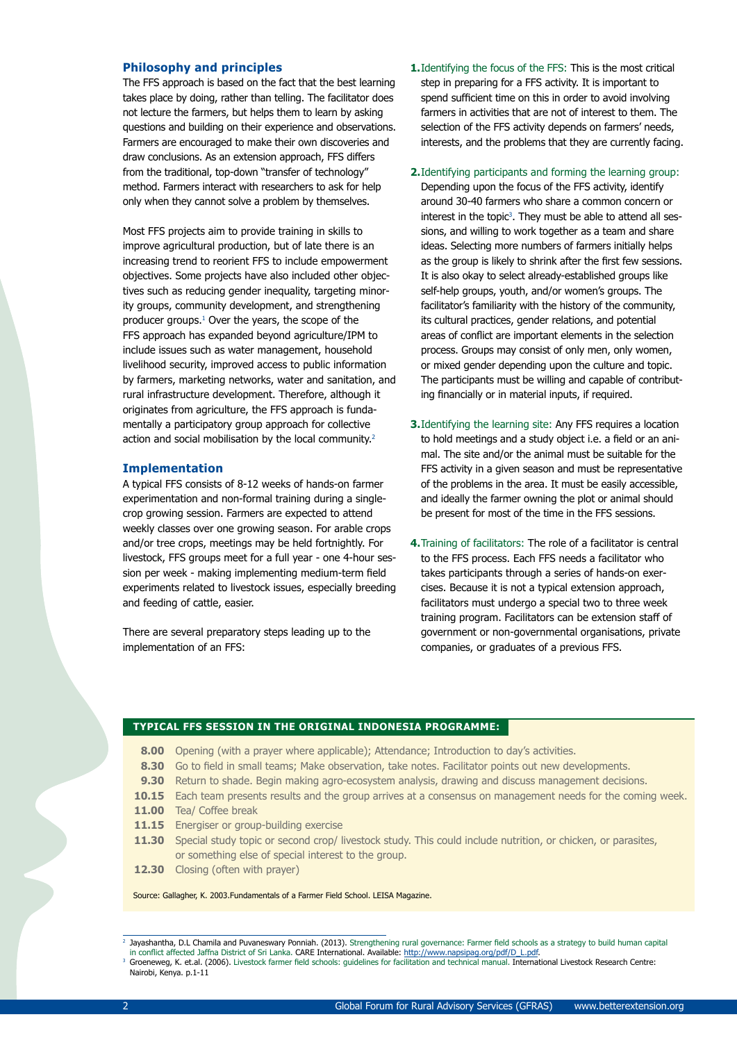## Philosophy and principles

The FFS approach is based on the fact that the best learning takes place by doing, rather than telling. The facilitator does not lecture the farmers, but helps them to learn by asking questions and building on their experience and observations. Farmers are encouraged to make their own discoveries and draw conclusions. As an extension approach, FFS differs from the traditional, top-down "transfer of technology" method. Farmers interact with researchers to ask for help only when they cannot solve a problem by themselves.

Most FFS projects aim to provide training in skills to improve agricultural production, but of late there is an increasing trend to reorient FFS to include empowerment objectives. Some projects have also included other objectives such as reducing gender inequality, targeting minority groups, community development, and strengthening producer groups.[1] Over the years, the scope of the FFS approach has expanded beyond agriculture/IPM to include issues such as water management, household livelihood security, improved access to public information by farmers, marketing networks, water and sanitation, and rural infrastructure development. Therefore, although it originates from agriculture, the FFS approach is fundamentally a participatory group approach for collective action and social mobilisation by the local community.[2]

## Implementation

A typical FFS consists of 8-12 weeks of hands-on farmer experimentation and non-formal training during a single-crop growing session. Farmers are expected to attend weekly classes over one growing season. For arable crops and/or tree crops, meetings may be held fortnightly. For livestock, FFS groups meet for a full year - one 4-hour session per week - making implementing medium-term field experiments related to livestock issues, especially breeding and feeding of cattle, easier.

There are several preparatory steps leading up to the implementation of an FFS:

1. Identifying the focus of the FFS: This is the most critical step in preparing for a FFS activity. It is important to spend sufficient time on this in order to avoid involving farmers in activities that are not of interest to them. The selection of the FFS activity depends on farmers' needs, interests, and the problems that they are currently facing.

2. Identifying participants and forming the learning group: Depending upon the focus of the FFS activity, identify around 30-40 farmers who share a common concern or interest in the topic[3]. They must be able to attend all sessions, and willing to work together as a team and share ideas. Selecting more numbers of farmers initially helps as the group is likely to shrink after the first few sessions. It is also okay to select already-established groups like self-help groups, youth, and/or women's groups. The facilitator's familiarity with the history of the community, its cultural practices, gender relations, and potential areas of conflict are important elements in the selection process. Groups may consist of only men, only women, or mixed gender depending upon the culture and topic. The participants must be willing and capable of contributing financially or in material inputs, if required.

3. Identifying the learning site: Any FFS requires a location to hold meetings and a study object i.e. a field or an animal. The site and/or the animal must be suitable for the FFS activity in a given season and must be representative of the problems in the area. It must be easily accessible, and ideally the farmer owning the plot or animal should be present for most of the time in the FFS sessions.

4. Training of facilitators: The role of a facilitator is central to the FFS process. Each FFS needs a facilitator who takes participants through a series of hands-on exercises. Because it is not a typical extension approach, facilitators must undergo a special two to three week training program. Facilitators can be extension staff of government or non-governmental organisations, private companies, or graduates of a previous FFS.

### TYPICAL FFS SESSION IN THE ORIGINAL INDONESIA PROGRAMME:

| | |
|---|---|
| **8.00** | Opening (with a prayer where applicable); Attendance; Introduction to day's activities. |
| **8.30** | Go to field in small teams; Make observation, take notes. Facilitator points out new developments. |
| **9.30** | Return to shade. Begin making agro-ecosystem analysis, drawing and discuss management decisions. |
| **10.15** | Each team presents results and the group arrives at a consensus on management needs for the coming week. |
| **11.00** | Tea/ Coffee break |
| **11.15** | Energiser or group-building exercise |
| **11.30** | Special study topic or second crop/ livestock study. This could include nutrition, or chicken, or parasites, or something else of special interest to the group. |
| **12.30** | Closing (often with prayer) |

Source: Gallagher, K. 2003.Fundamentals of a Farmer Field School. LEISA Magazine.

---

[2] Jayashantha, D.L Chamila and Puvaneswary Ponniah. (2013). Strengthening rural governance: Farmer field schools as a strategy to build human capital in conflict affected Jaffna District of Sri Lanka. CARE International. Available: http://www.napsipag.org/pdf/D_L.pdf.

[3] Groeneweg, K. et.al. (2006). Livestock farmer field schools: guidelines for facilitation and technical manual. International Livestock Research Centre: Nairobi, Kenya. p.1-11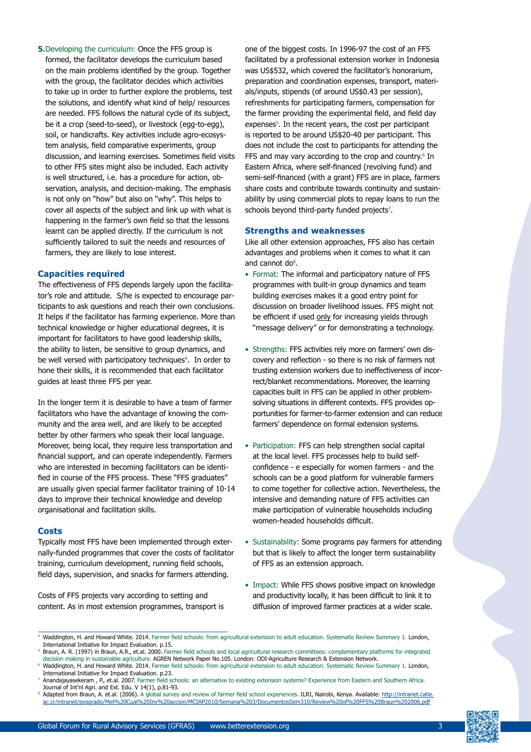**5.** Developing the curriculum: Once the FFS group is formed, the facilitator develops the curriculum based on the main problems identified by the group. Together with the group, the facilitator decides which activities to take up in order to further explore the problems, test the solutions, and identify what kind of help/ resources are needed. FFS follows the natural cycle of its subject, be it a crop (seed-to-seed), or livestock (egg-to-egg), soil, or handicrafts. Key activities include agro-ecosystem analysis, field comparative experiments, group discussion, and learning exercises. Sometimes field visits to other FFS sites might also be included. Each activity is well structured, i.e. has a procedure for action, observation, analysis, and decision-making. The emphasis is not only on "how" but also on "why". This helps to cover all aspects of the subject and link up with what is happening in the farmer's own field so that the lessons learnt can be applied directly. If the curriculum is not sufficiently tailored to suit the needs and resources of farmers, they are likely to lose interest.

## Capacities required

The effectiveness of FFS depends largely upon the facilitator's role and attitude. S/he is expected to encourage participants to ask questions and reach their own conclusions. It helps if the facilitator has farming experience. More than technical knowledge or higher educational degrees, it is important for facilitators to have good leadership skills, the ability to listen, be sensitive to group dynamics, and be well versed with participatory techniques[4]. In order to hone their skills, it is recommended that each facilitator guides at least three FFS per year.

In the longer term it is desirable to have a team of farmer facilitators who have the advantage of knowing the community and the area well, and are likely to be accepted better by other farmers who speak their local language. Moreover, being local, they require less transportation and financial support, and can operate independently. Farmers who are interested in becoming facilitators can be identified in course of the FFS process. These "FFS graduates" are usually given special farmer facilitator training of 10-14 days to improve their technical knowledge and develop organisational and facilitation skills.

## Costs

Typically most FFS have been implemented through externally-funded programmes that cover the costs of facilitator training, curriculum development, running field schools, field days, supervision, and snacks for farmers attending.

Costs of FFS projects vary according to setting and content. As in most extension programmes, transport is one of the biggest costs. In 1996-97 the cost of an FFS facilitated by a professional extension worker in Indonesia was US$532, which covered the facilitator's honorarium, preparation and coordination expenses, transport, materials/inputs, stipends (of around US$0.43 per session), refreshments for participating farmers, compensation for the farmer providing the experimental field, and field day expenses[5]. In the recent years, the cost per participant is reported to be around US$20-40 per participant. This does not include the cost to participants for attending the FFS and may vary according to the crop and country.[6] In Eastern Africa, where self-financed (revolving fund) and semi-self-financed (with a grant) FFS are in place, farmers share costs and contribute towards continuity and sustainability by using commercial plots to repay loans to run the schools beyond third-party funded projects[7].

## Strengths and weaknesses

Like all other extension approaches, FFS also has certain advantages and problems when it comes to what it can and cannot do[8].

- Format: The informal and participatory nature of FFS programmes with built-in group dynamics and team building exercises makes it a good entry point for discussion on broader livelihood issues. FFS might not be efficient if used only for increasing yields through "message delivery" or for demonstrating a technology.
- Strengths: FFS activities rely more on farmers' own discovery and reflection - so there is no risk of farmers not trusting extension workers due to ineffectiveness of incorrect/blanket recommendations. Moreover, the learning capacities built in FFS can be applied in other problem-solving situations in different contexts. FFS provides opportunities for farmer-to-farmer extension and can reduce farmers' dependence on formal extension systems.
- Participation: FFS can help strengthen social capital at the local level. FFS processes help to build self-confidence - e especially for women farmers - and the schools can be a good platform for vulnerable farmers to come together for collective action. Nevertheless, the intensive and demanding nature of FFS activities can make participation of vulnerable households including women-headed households difficult.
- Sustainability: Some programs pay farmers for attending but that is likely to affect the longer term sustainability of FFS as an extension approach.
- Impact: While FFS shows positive impact on knowledge and productivity locally, it has been difficult to link it to diffusion of improved farmer practices at a wider scale.

---

[4] Waddington, H. and Howard White. 2014. Farmer field schools: from agricultural extension to adult education. Systematic Review Summary 1. London, International Initiative for Impact Evaluation. p.15.

[5] Braun, A. R. (1997) in Braun, A.R., et.al. 2000. Farmer field schools and local agricultural research committees: complementary platforms for integrated decision making in sustainable agriculture. AGREN Network Paper No.105. London: ODI-Agriculture Research & Extension Network.

[6] Waddington, H. and Howard White. 2014. Farmer field schools: from agricultural extension to adult education. Systematic Review Summary 1. London, International Initiative for Impact Evaluation. p.23.

[7] Anandajayasekeram , P., et.al. 2007. Farmer field schools: an alternative to existing extension systems? Experience from Eastern and Southern Africa. Journal of Int'nl Agri. and Ext. Edu. V 14(1), p.81-93.

[8] Adapted from Braun, A. et.al. (2006). A global survey and review of farmer field school experiences. ILRI, Nairobi, Kenya. Available: http://intranet.catie.ac.cr/intranet/posgrado/Met%20Cual%20Inv%20accion/MCIAP2010/Semana%203/DocumentosSem310/Review%20of%20FFS%20Braun%202006.pdf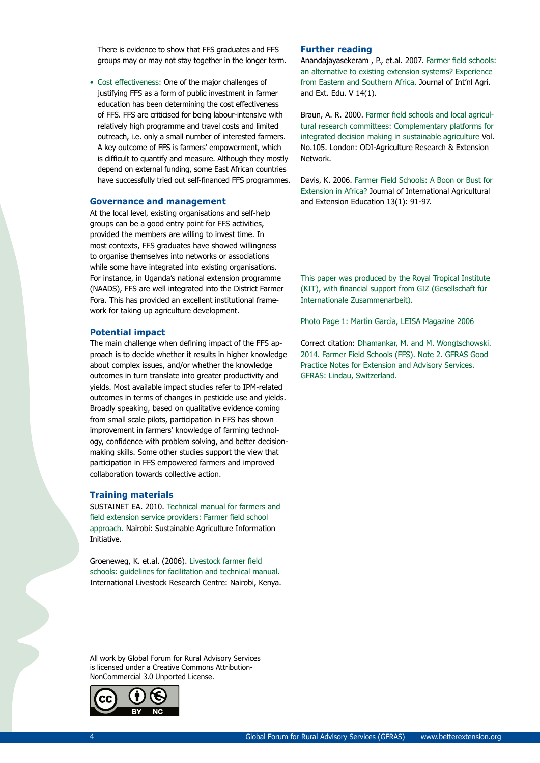There is evidence to show that FFS graduates and FFS groups may or may not stay together in the longer term.

- Cost effectiveness: One of the major challenges of justifying FFS as a form of public investment in farmer education has been determining the cost effectiveness of FFS. FFS are criticised for being labour-intensive with relatively high programme and travel costs and limited outreach, i.e. only a small number of interested farmers. A key outcome of FFS is farmers' empowerment, which is difficult to quantify and measure. Although they mostly depend on external funding, some East African countries have successfully tried out self-financed FFS programmes.

## Governance and management

At the local level, existing organisations and self-help groups can be a good entry point for FFS activities, provided the members are willing to invest time. In most contexts, FFS graduates have showed willingness to organise themselves into networks or associations while some have integrated into existing organisations. For instance, in Uganda's national extension programme (NAADS), FFS are well integrated into the District Farmer Fora. This has provided an excellent institutional framework for taking up agriculture development.

## Potential impact

The main challenge when defining impact of the FFS approach is to decide whether it results in higher knowledge about complex issues, and/or whether the knowledge outcomes in turn translate into greater productivity and yields. Most available impact studies refer to IPM-related outcomes in terms of changes in pesticide use and yields. Broadly speaking, based on qualitative evidence coming from small scale pilots, participation in FFS has shown improvement in farmers' knowledge of farming technology, confidence with problem solving, and better decision-making skills. Some other studies support the view that participation in FFS empowered farmers and improved collaboration towards collective action.

## Training materials

SUSTAINET EA. 2010. Technical manual for farmers and field extension service providers: Farmer field school approach. Nairobi: Sustainable Agriculture Information Initiative.

Groeneweg, K. et.al. (2006). Livestock farmer field schools: guidelines for facilitation and technical manual. International Livestock Research Centre: Nairobi, Kenya.

## Further reading

Anandajayasekeram , P., et.al. 2007. Farmer field schools: an alternative to existing extension systems? Experience from Eastern and Southern Africa. Journal of Int'nl Agri. and Ext. Edu. V 14(1).

Braun, A. R. 2000. Farmer field schools and local agricultural research committees: Complementary platforms for integrated decision making in sustainable agriculture Vol. No.105. London: ODI-Agriculture Research & Extension Network.

Davis, K. 2006. Farmer Field Schools: A Boon or Bust for Extension in Africa? Journal of International Agricultural and Extension Education 13(1): 91-97.

---

This paper was produced by the Royal Tropical Institute (KIT), with financial support from GIZ (Gesellschaft für Internationale Zusammenarbeit).

Photo Page 1: Martìn Garcìa, LEISA Magazine 2006

Correct citation: Dhamankar, M. and M. Wongtschowski. 2014. Farmer Field Schools (FFS). Note 2. GFRAS Good Practice Notes for Extension and Advisory Services. GFRAS: Lindau, Switzerland.

All work by Global Forum for Rural Advisory Services is licensed under a Creative Commons Attribution-NonCommercial 3.0 Unported License.